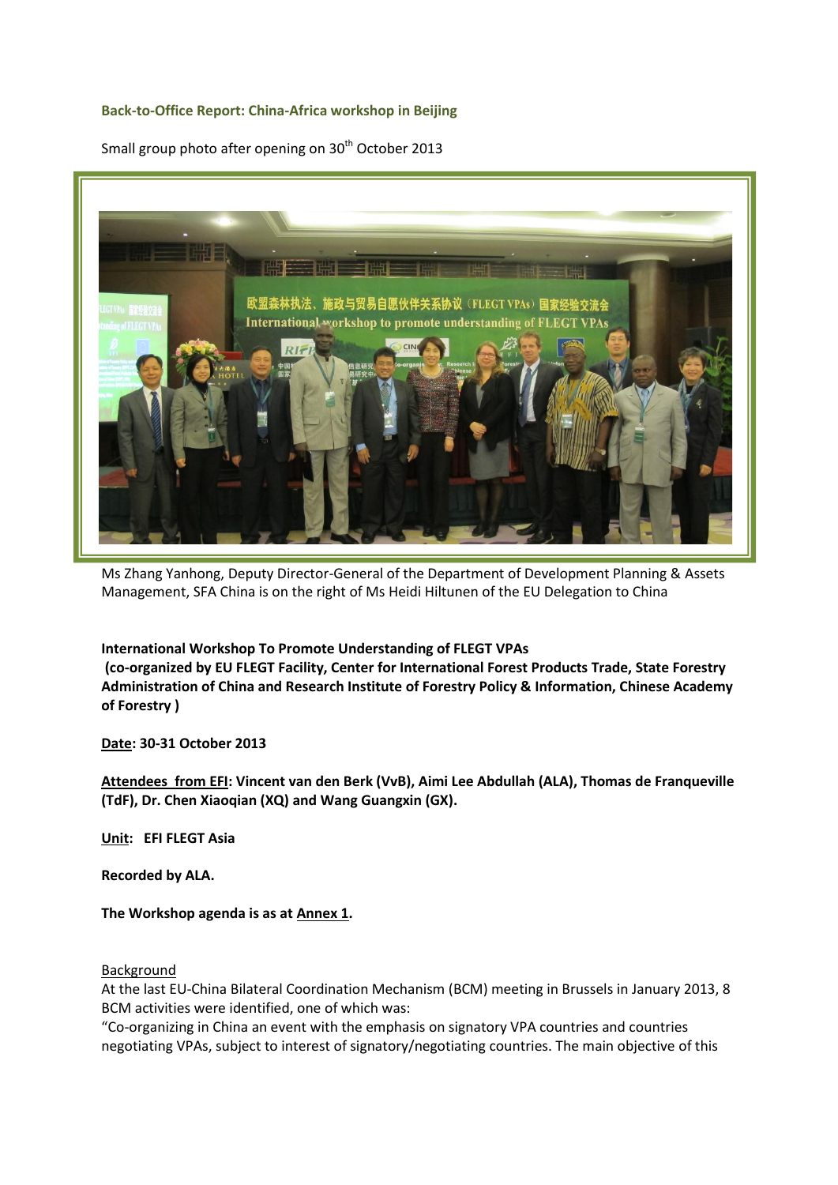**Back-to-Office Report: China-Africa workshop in Beijing**

Small group photo after opening on 30th October 2013

Ms Zhang Yanhong, Deputy Director-General of the Department of Development Planning & Assets Management, SFA China is on the right of Ms Heidi Hiltunen of the EU Delegation to China

**International Workshop To Promote Understanding of FLEGT VPAs (co-organized by EU FLEGT Facility, Center for International Forest Products Trade, State Forestry Administration of China and Research Institute of Forestry Policy & Information, Chinese Academy of Forestry )**

**Date: 30-31 October 2013**

**Attendees from EFI: Vincent van den Berk (VvB), Aimi Lee Abdullah (ALA), Thomas de Franqueville (TdF), Dr. Chen Xiaoqian (XQ) and Wang Guangxin (GX).**

**Unit: EFI FLEGT Asia**

**Recorded by ALA.**

**The Workshop agenda is as at Annex 1.**

Background

At the last EU-China Bilateral Coordination Mechanism (BCM) meeting in Brussels in January 2013, 8 BCM activities were identified, one of which was:

"Co-organizing in China an event with the emphasis on signatory VPA countries and countries negotiating VPAs, subject to interest of signatory/negotiating countries. The main objective of this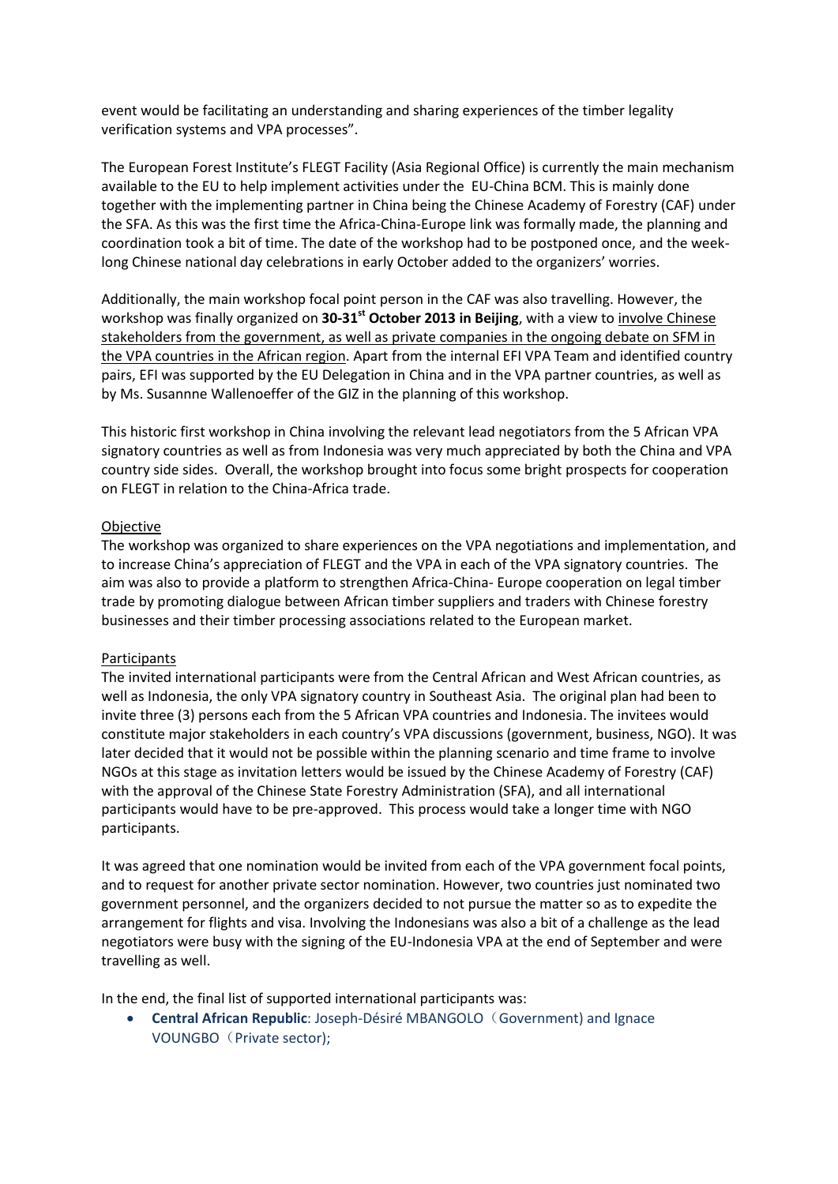event would be facilitating an understanding and sharing experiences of the timber legality verification systems and VPA processes".

The European Forest Institute's FLEGT Facility (Asia Regional Office) is currently the main mechanism available to the EU to help implement activities under the EU-China BCM. This is mainly done together with the implementing partner in China being the Chinese Academy of Forestry (CAF) under the SFA. As this was the first time the Africa-China-Europe link was formally made, the planning and coordination took a bit of time. The date of the workshop had to be postponed once, and the week-long Chinese national day celebrations in early October added to the organizers' worries.

Additionally, the main workshop focal point person in the CAF was also travelling. However, the workshop was finally organized on **30-31st October 2013 in Beijing**, with a view to involve Chinese stakeholders from the government, as well as private companies in the ongoing debate on SFM in the VPA countries in the African region. Apart from the internal EFI VPA Team and identified country pairs, EFI was supported by the EU Delegation in China and in the VPA partner countries, as well as by Ms. Susannne Wallenoeffer of the GIZ in the planning of this workshop.

This historic first workshop in China involving the relevant lead negotiators from the 5 African VPA signatory countries as well as from Indonesia was very much appreciated by both the China and VPA country side sides. Overall, the workshop brought into focus some bright prospects for cooperation on FLEGT in relation to the China-Africa trade.

Objective

The workshop was organized to share experiences on the VPA negotiations and implementation, and to increase China's appreciation of FLEGT and the VPA in each of the VPA signatory countries. The aim was also to provide a platform to strengthen Africa-China- Europe cooperation on legal timber trade by promoting dialogue between African timber suppliers and traders with Chinese forestry businesses and their timber processing associations related to the European market.

Participants

The invited international participants were from the Central African and West African countries, as well as Indonesia, the only VPA signatory country in Southeast Asia. The original plan had been to invite three (3) persons each from the 5 African VPA countries and Indonesia. The invitees would constitute major stakeholders in each country's VPA discussions (government, business, NGO). It was later decided that it would not be possible within the planning scenario and time frame to involve NGOs at this stage as invitation letters would be issued by the Chinese Academy of Forestry (CAF) with the approval of the Chinese State Forestry Administration (SFA), and all international participants would have to be pre-approved. This process would take a longer time with NGO participants.

It was agreed that one nomination would be invited from each of the VPA government focal points, and to request for another private sector nomination. However, two countries just nominated two government personnel, and the organizers decided to not pursue the matter so as to expedite the arrangement for flights and visa. Involving the Indonesians was also a bit of a challenge as the lead negotiators were busy with the signing of the EU-Indonesia VPA at the end of September and were travelling as well.

In the end, the final list of supported international participants was:

- **Central African Republic**: Joseph-Désiré MBANGOLO（Government) and Ignace VOUNGBO（Private sector);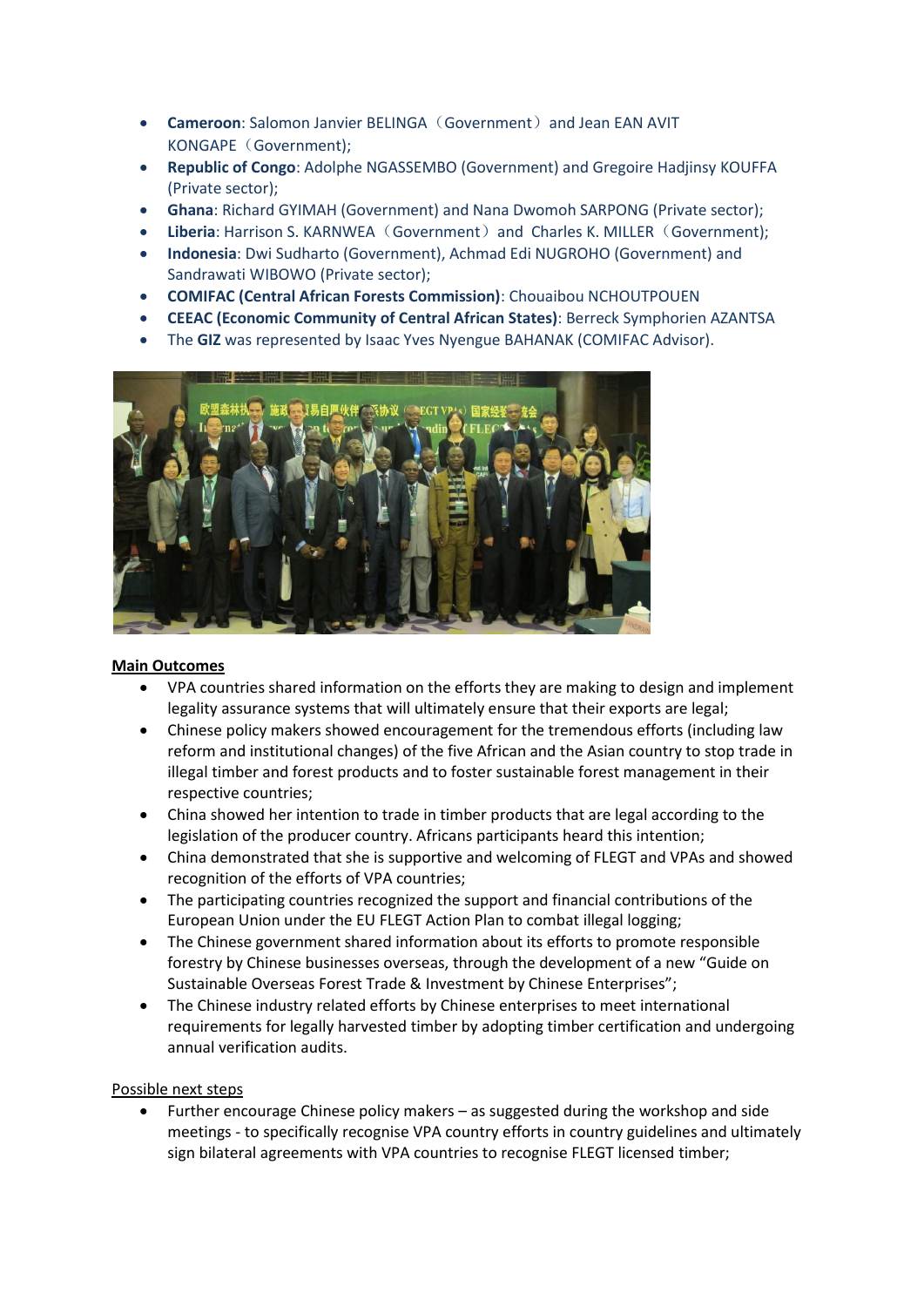- **Cameroon**: Salomon Janvier BELINGA（Government）and Jean EAN AVIT KONGAPE（Government);
- **Republic of Congo**: Adolphe NGASSEMBO (Government) and Gregoire Hadjinsy KOUFFA (Private sector);
- **Ghana**: Richard GYIMAH (Government) and Nana Dwomoh SARPONG (Private sector);
- **Liberia**: Harrison S. KARNWEA（Government）and Charles K. MILLER（Government);
- **Indonesia**: Dwi Sudharto (Government), Achmad Edi NUGROHO (Government) and Sandrawati WIBOWO (Private sector);
- **COMIFAC (Central African Forests Commission)**: Chouaibou NCHOUTPOUEN
- **CEEAC (Economic Community of Central African States)**: Berreck Symphorien AZANTSA
- The **GIZ** was represented by Isaac Yves Nyengue BAHANAK (COMIFAC Advisor).

**Main Outcomes**

- VPA countries shared information on the efforts they are making to design and implement legality assurance systems that will ultimately ensure that their exports are legal;
- Chinese policy makers showed encouragement for the tremendous efforts (including law reform and institutional changes) of the five African and the Asian country to stop trade in illegal timber and forest products and to foster sustainable forest management in their respective countries;
- China showed her intention to trade in timber products that are legal according to the legislation of the producer country. Africans participants heard this intention;
- China demonstrated that she is supportive and welcoming of FLEGT and VPAs and showed recognition of the efforts of VPA countries;
- The participating countries recognized the support and financial contributions of the European Union under the EU FLEGT Action Plan to combat illegal logging;
- The Chinese government shared information about its efforts to promote responsible forestry by Chinese businesses overseas, through the development of a new "Guide on Sustainable Overseas Forest Trade & Investment by Chinese Enterprises";
- The Chinese industry related efforts by Chinese enterprises to meet international requirements for legally harvested timber by adopting timber certification and undergoing annual verification audits.

Possible next steps

- Further encourage Chinese policy makers – as suggested during the workshop and side meetings - to specifically recognise VPA country efforts in country guidelines and ultimately sign bilateral agreements with VPA countries to recognise FLEGT licensed timber;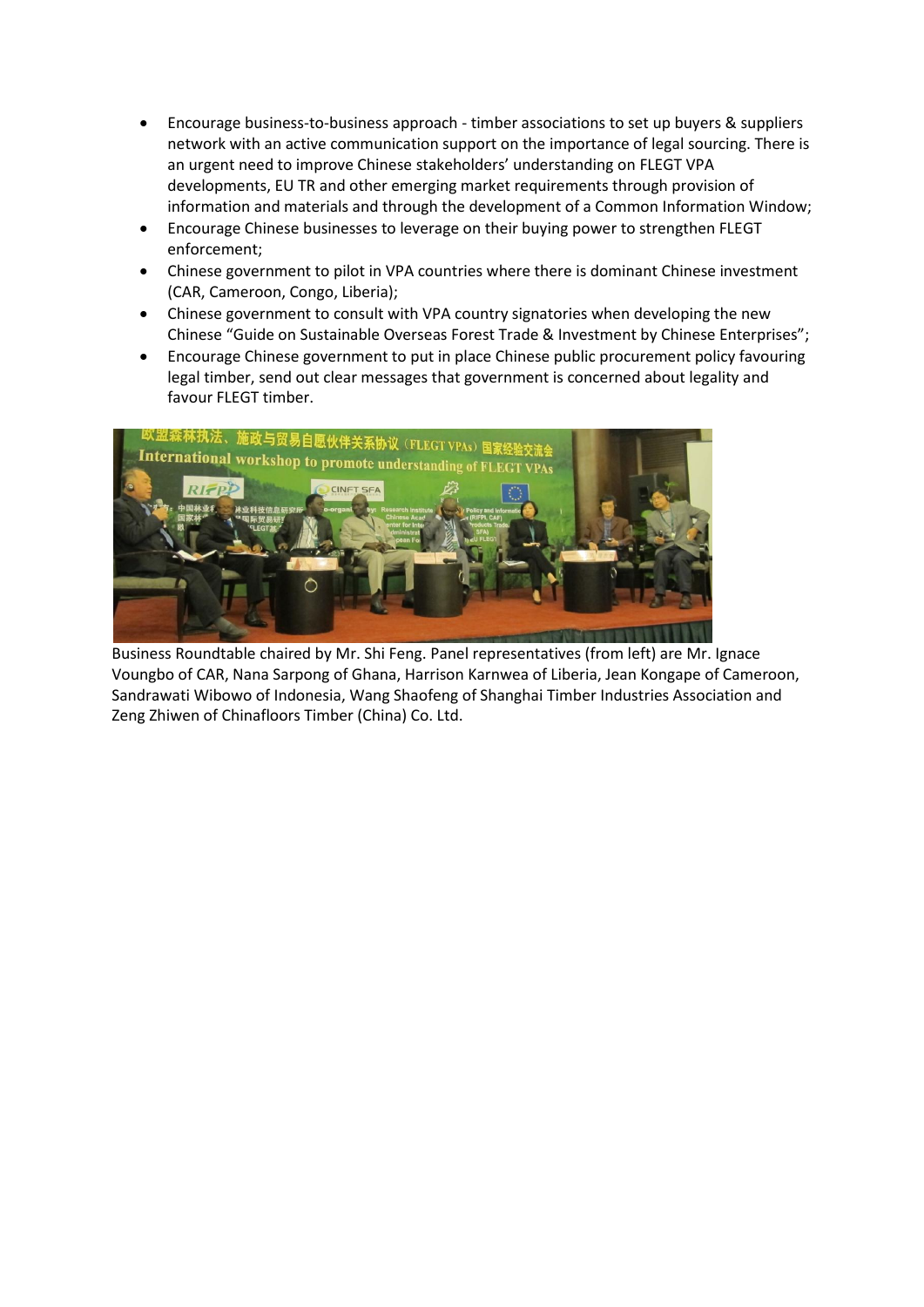- Encourage business-to-business approach - timber associations to set up buyers & suppliers network with an active communication support on the importance of legal sourcing. There is an urgent need to improve Chinese stakeholders' understanding on FLEGT VPA developments, EU TR and other emerging market requirements through provision of information and materials and through the development of a Common Information Window;
- Encourage Chinese businesses to leverage on their buying power to strengthen FLEGT enforcement;
- Chinese government to pilot in VPA countries where there is dominant Chinese investment (CAR, Cameroon, Congo, Liberia);
- Chinese government to consult with VPA country signatories when developing the new Chinese "Guide on Sustainable Overseas Forest Trade & Investment by Chinese Enterprises";
- Encourage Chinese government to put in place Chinese public procurement policy favouring legal timber, send out clear messages that government is concerned about legality and favour FLEGT timber.

Business Roundtable chaired by Mr. Shi Feng. Panel representatives (from left) are Mr. Ignace Voungbo of CAR, Nana Sarpong of Ghana, Harrison Karnwea of Liberia, Jean Kongape of Cameroon, Sandrawati Wibowo of Indonesia, Wang Shaofeng of Shanghai Timber Industries Association and Zeng Zhiwen of Chinafloors Timber (China) Co. Ltd.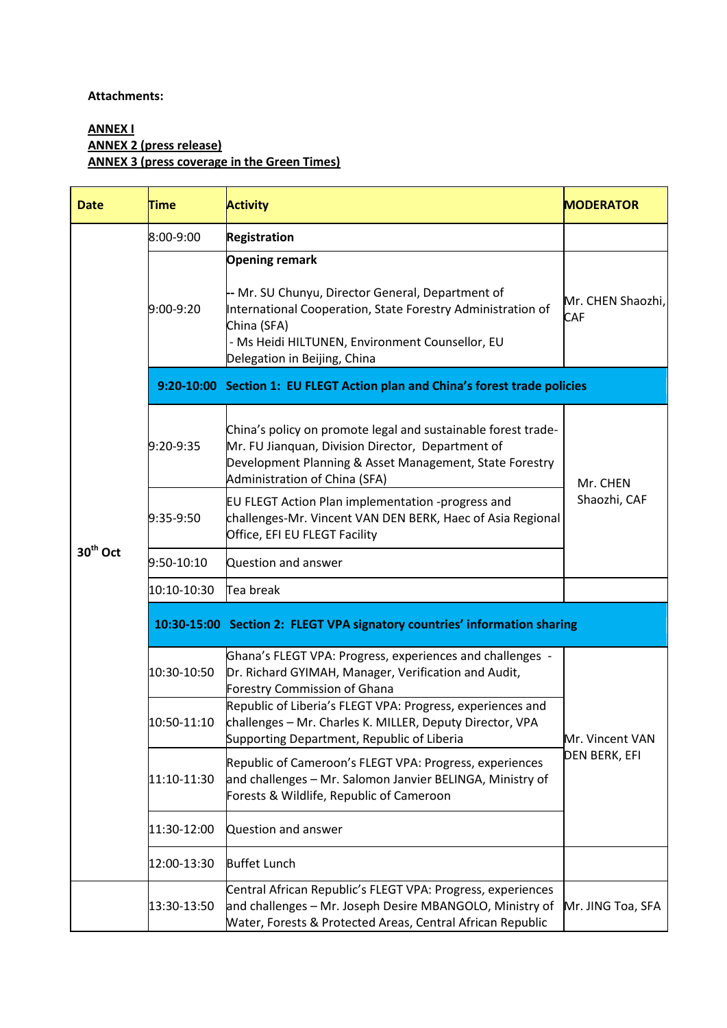**Attachments:**

**ANNEX I**
**ANNEX 2 (press release)**
**ANNEX 3 (press coverage in the Green Times)**

| Date | Time | Activity | MODERATOR |
|---|---|---|---|
| 30th Oct | 8:00-9:00 | **Registration** | |
| | 9:00-9:20 | **Opening remark**<br><br>-- Mr. SU Chunyu, Director General, Department of International Cooperation, State Forestry Administration of China (SFA)<br>- Ms Heidi HILTUNEN, Environment Counsellor, EU Delegation in Beijing, China | Mr. CHEN Shaozhi, CAF |
| | **9:20-10:00** | **Section 1: EU FLEGT Action plan and China's forest trade policies** | |
| | 9:20-9:35 | China's policy on promote legal and sustainable forest trade-Mr. FU Jianquan, Division Director, Department of Development Planning & Asset Management, State Forestry Administration of China (SFA) | Mr. CHEN Shaozhi, CAF |
| | 9:35-9:50 | EU FLEGT Action Plan implementation -progress and challenges-Mr. Vincent VAN DEN BERK, Haec of Asia Regional Office, EFI EU FLEGT Facility | |
| | 9:50-10:10 | Question and answer | |
| | 10:10-10:30 | Tea break | |
| | **10:30-15:00** | **Section 2: FLEGT VPA signatory countries' information sharing** | |
| | 10:30-10:50 | Ghana's FLEGT VPA: Progress, experiences and challenges - Dr. Richard GYIMAH, Manager, Verification and Audit, Forestry Commission of Ghana | Mr. Vincent VAN DEN BERK, EFI |
| | 10:50-11:10 | Republic of Liberia's FLEGT VPA: Progress, experiences and challenges – Mr. Charles K. MILLER, Deputy Director, VPA Supporting Department, Republic of Liberia | |
| | 11:10-11:30 | Republic of Cameroon's FLEGT VPA: Progress, experiences and challenges – Mr. Salomon Janvier BELINGA, Ministry of Forests & Wildlife, Republic of Cameroon | |
| | 11:30-12:00 | Question and answer | |
| | 12:00-13:30 | Buffet Lunch | |
| | 13:30-13:50 | Central African Republic's FLEGT VPA: Progress, experiences and challenges – Mr. Joseph Desire MBANGOLO, Ministry of Water, Forests & Protected Areas, Central African Republic | Mr. JING Toa, SFA |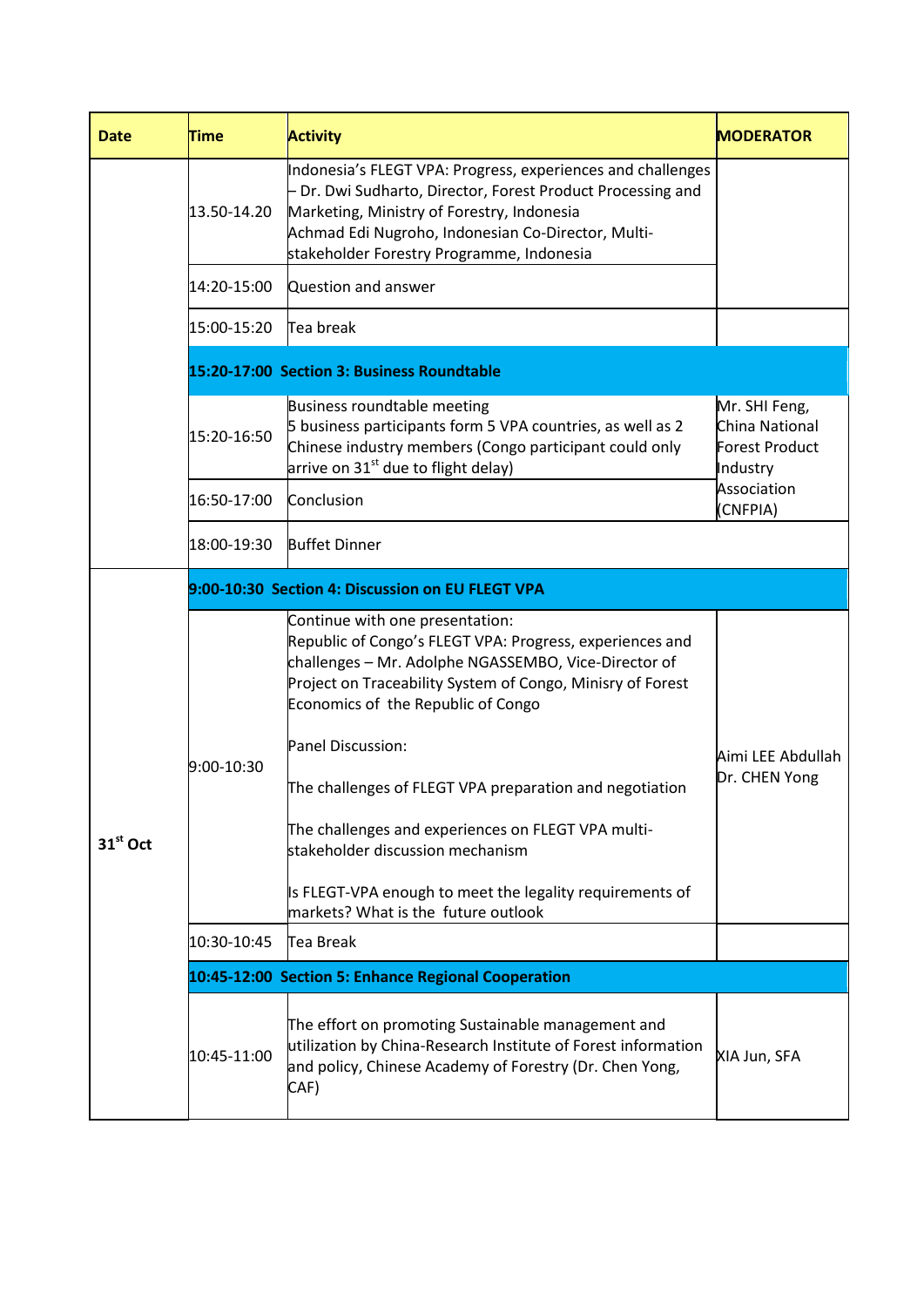| Date | Time | Activity | MODERATOR |
|---|---|---|---|
| | 13.50-14.20 | Indonesia's FLEGT VPA: Progress, experiences and challenges – Dr. Dwi Sudharto, Director, Forest Product Processing and Marketing, Ministry of Forestry, Indonesia<br>Achmad Edi Nugroho, Indonesian Co-Director, Multi-stakeholder Forestry Programme, Indonesia | |
| | 14:20-15:00 | Question and answer | |
| | 15:00-15:20 | Tea break | |
| | **15:20-17:00 Section 3: Business Roundtable** | | |
| | 15:20-16:50 | Business roundtable meeting<br>5 business participants form 5 VPA countries, as well as 2 Chinese industry members (Congo participant could only arrive on 31st due to flight delay) | Mr. SHI Feng, China National Forest Product Industry Association (CNFPIA) |
| | 16:50-17:00 | Conclusion | |
| | 18:00-19:30 | Buffet Dinner | |
| 31st Oct | **9:00-10:30 Section 4: Discussion on EU FLEGT VPA** | | |
| | 9:00-10:30 | Continue with one presentation:<br>Republic of Congo's FLEGT VPA: Progress, experiences and challenges – Mr. Adolphe NGASSEMBO, Vice-Director of Project on Traceability System of Congo, Minisry of Forest Economics of the Republic of Congo<br><br>Panel Discussion:<br><br>The challenges of FLEGT VPA preparation and negotiation<br><br>The challenges and experiences on FLEGT VPA multi-stakeholder discussion mechanism<br><br>Is FLEGT-VPA enough to meet the legality requirements of markets? What is the future outlook | Aimi LEE Abdullah<br>Dr. CHEN Yong |
| | 10:30-10:45 | Tea Break | |
| | **10:45-12:00 Section 5: Enhance Regional Cooperation** | | |
| | 10:45-11:00 | The effort on promoting Sustainable management and utilization by China-Research Institute of Forest information and policy, Chinese Academy of Forestry (Dr. Chen Yong, CAF) | XIA Jun, SFA |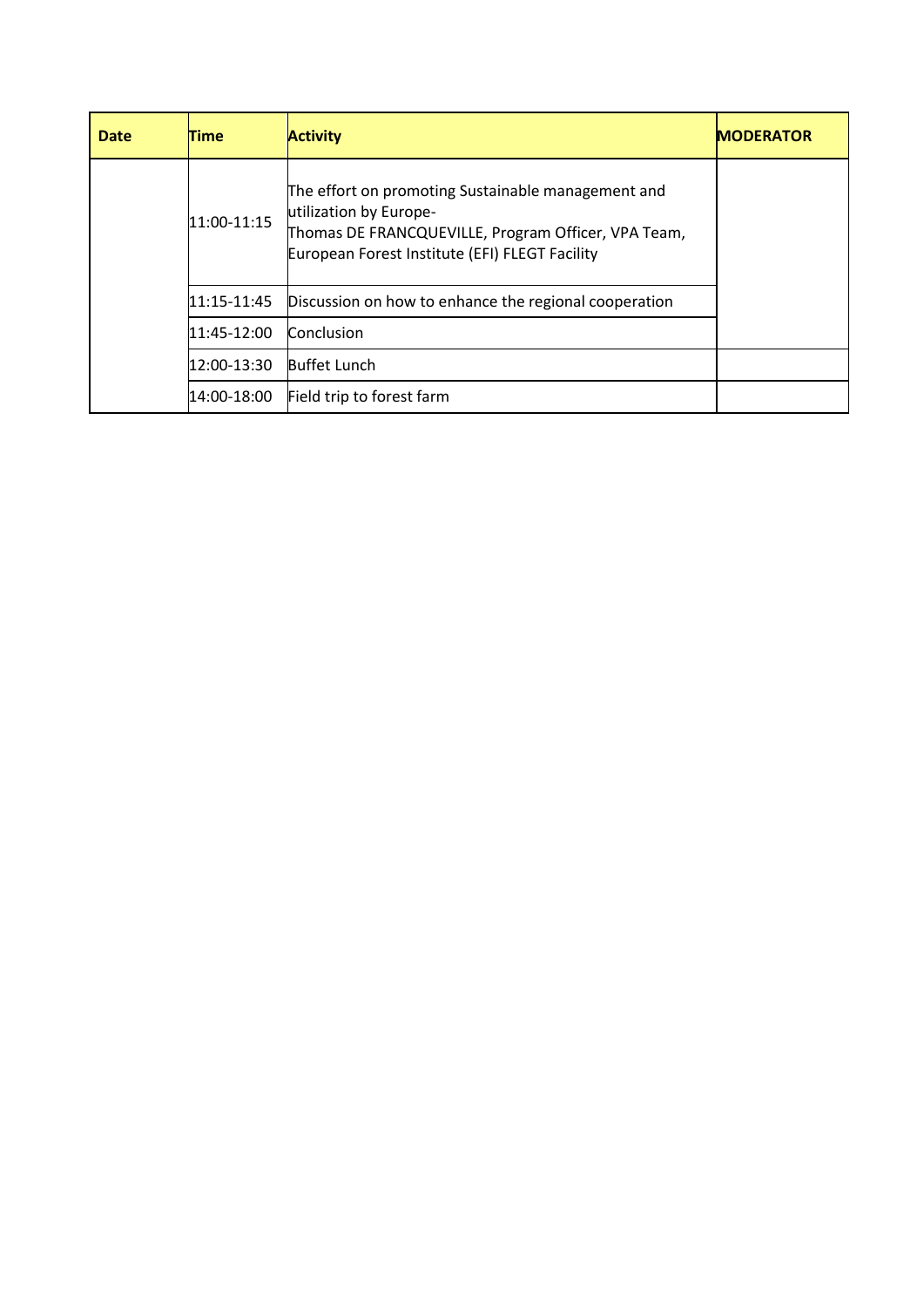| Date | Time | Activity | MODERATOR |
| --- | --- | --- | --- |
| | 11:00-11:15 | The effort on promoting Sustainable management and utilization by Europe-<br>Thomas DE FRANCQUEVILLE, Program Officer, VPA Team, European Forest Institute (EFI) FLEGT Facility | |
| | 11:15-11:45 | Discussion on how to enhance the regional cooperation | |
| | 11:45-12:00 | Conclusion | |
| | 12:00-13:30 | Buffet Lunch | |
| | 14:00-18:00 | Field trip to forest farm | |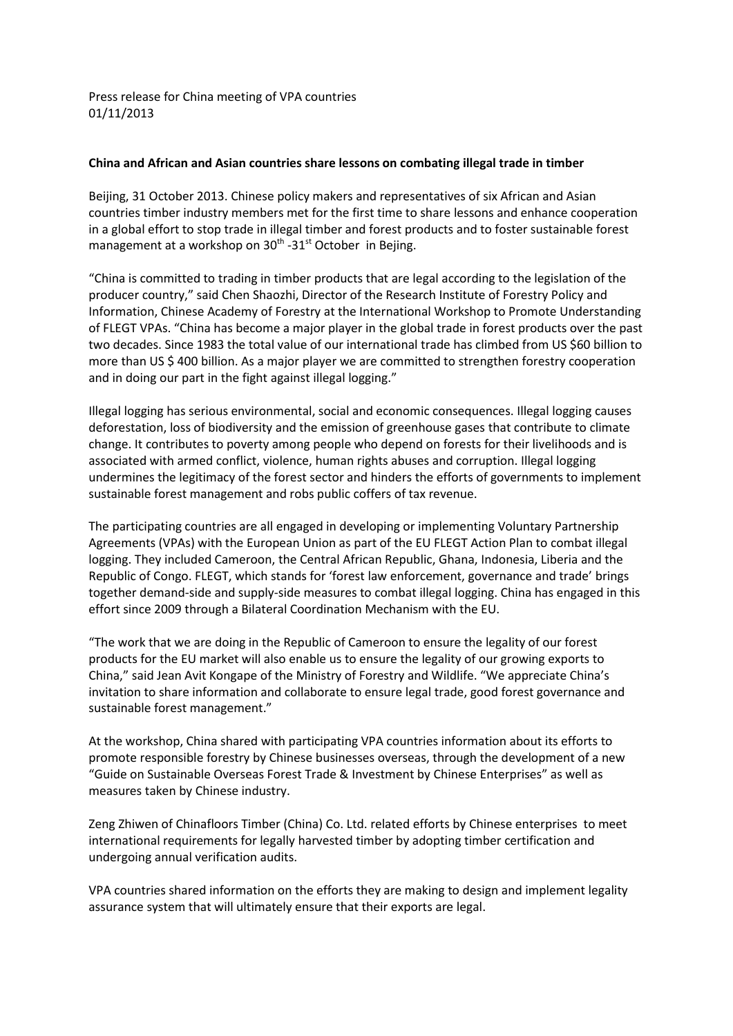Press release for China meeting of VPA countries
01/11/2013

**China and African and Asian countries share lessons on combating illegal trade in timber**

Beijing, 31 October 2013. Chinese policy makers and representatives of six African and Asian countries timber industry members met for the first time to share lessons and enhance cooperation in a global effort to stop trade in illegal timber and forest products and to foster sustainable forest management at a workshop on 30th -31st October in Bejing.

"China is committed to trading in timber products that are legal according to the legislation of the producer country," said Chen Shaozhi, Director of the Research Institute of Forestry Policy and Information, Chinese Academy of Forestry at the International Workshop to Promote Understanding of FLEGT VPAs. "China has become a major player in the global trade in forest products over the past two decades. Since 1983 the total value of our international trade has climbed from US $60 billion to more than US $ 400 billion. As a major player we are committed to strengthen forestry cooperation and in doing our part in the fight against illegal logging."

Illegal logging has serious environmental, social and economic consequences. Illegal logging causes deforestation, loss of biodiversity and the emission of greenhouse gases that contribute to climate change. It contributes to poverty among people who depend on forests for their livelihoods and is associated with armed conflict, violence, human rights abuses and corruption. Illegal logging undermines the legitimacy of the forest sector and hinders the efforts of governments to implement sustainable forest management and robs public coffers of tax revenue.

The participating countries are all engaged in developing or implementing Voluntary Partnership Agreements (VPAs) with the European Union as part of the EU FLEGT Action Plan to combat illegal logging. They included Cameroon, the Central African Republic, Ghana, Indonesia, Liberia and the Republic of Congo. FLEGT, which stands for 'forest law enforcement, governance and trade' brings together demand-side and supply-side measures to combat illegal logging. China has engaged in this effort since 2009 through a Bilateral Coordination Mechanism with the EU.

"The work that we are doing in the Republic of Cameroon to ensure the legality of our forest products for the EU market will also enable us to ensure the legality of our growing exports to China," said Jean Avit Kongape of the Ministry of Forestry and Wildlife. "We appreciate China's invitation to share information and collaborate to ensure legal trade, good forest governance and sustainable forest management."

At the workshop, China shared with participating VPA countries information about its efforts to promote responsible forestry by Chinese businesses overseas, through the development of a new "Guide on Sustainable Overseas Forest Trade & Investment by Chinese Enterprises" as well as measures taken by Chinese industry.

Zeng Zhiwen of Chinafloors Timber (China) Co. Ltd. related efforts by Chinese enterprises to meet international requirements for legally harvested timber by adopting timber certification and undergoing annual verification audits.

VPA countries shared information on the efforts they are making to design and implement legality assurance system that will ultimately ensure that their exports are legal.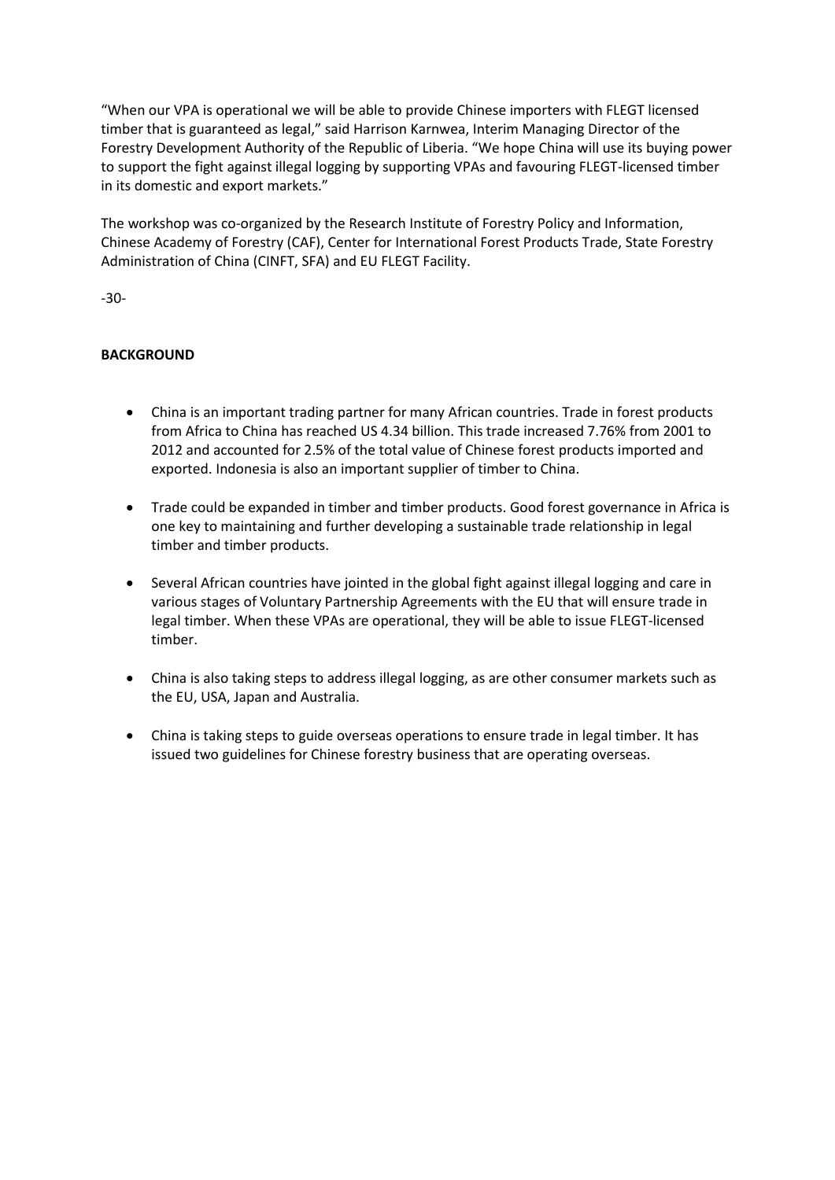"When our VPA is operational we will be able to provide Chinese importers with FLEGT licensed timber that is guaranteed as legal," said Harrison Karnwea, Interim Managing Director of the Forestry Development Authority of the Republic of Liberia. "We hope China will use its buying power to support the fight against illegal logging by supporting VPAs and favouring FLEGT-licensed timber in its domestic and export markets."

The workshop was co-organized by the Research Institute of Forestry Policy and Information, Chinese Academy of Forestry (CAF), Center for International Forest Products Trade, State Forestry Administration of China (CINFT, SFA) and EU FLEGT Facility.

-30-

**BACKGROUND**

- China is an important trading partner for many African countries. Trade in forest products from Africa to China has reached US 4.34 billion. This trade increased 7.76% from 2001 to 2012 and accounted for 2.5% of the total value of Chinese forest products imported and exported. Indonesia is also an important supplier of timber to China.

- Trade could be expanded in timber and timber products. Good forest governance in Africa is one key to maintaining and further developing a sustainable trade relationship in legal timber and timber products.

- Several African countries have jointed in the global fight against illegal logging and care in various stages of Voluntary Partnership Agreements with the EU that will ensure trade in legal timber. When these VPAs are operational, they will be able to issue FLEGT-licensed timber.

- China is also taking steps to address illegal logging, as are other consumer markets such as the EU, USA, Japan and Australia.

- China is taking steps to guide overseas operations to ensure trade in legal timber. It has issued two guidelines for Chinese forestry business that are operating overseas.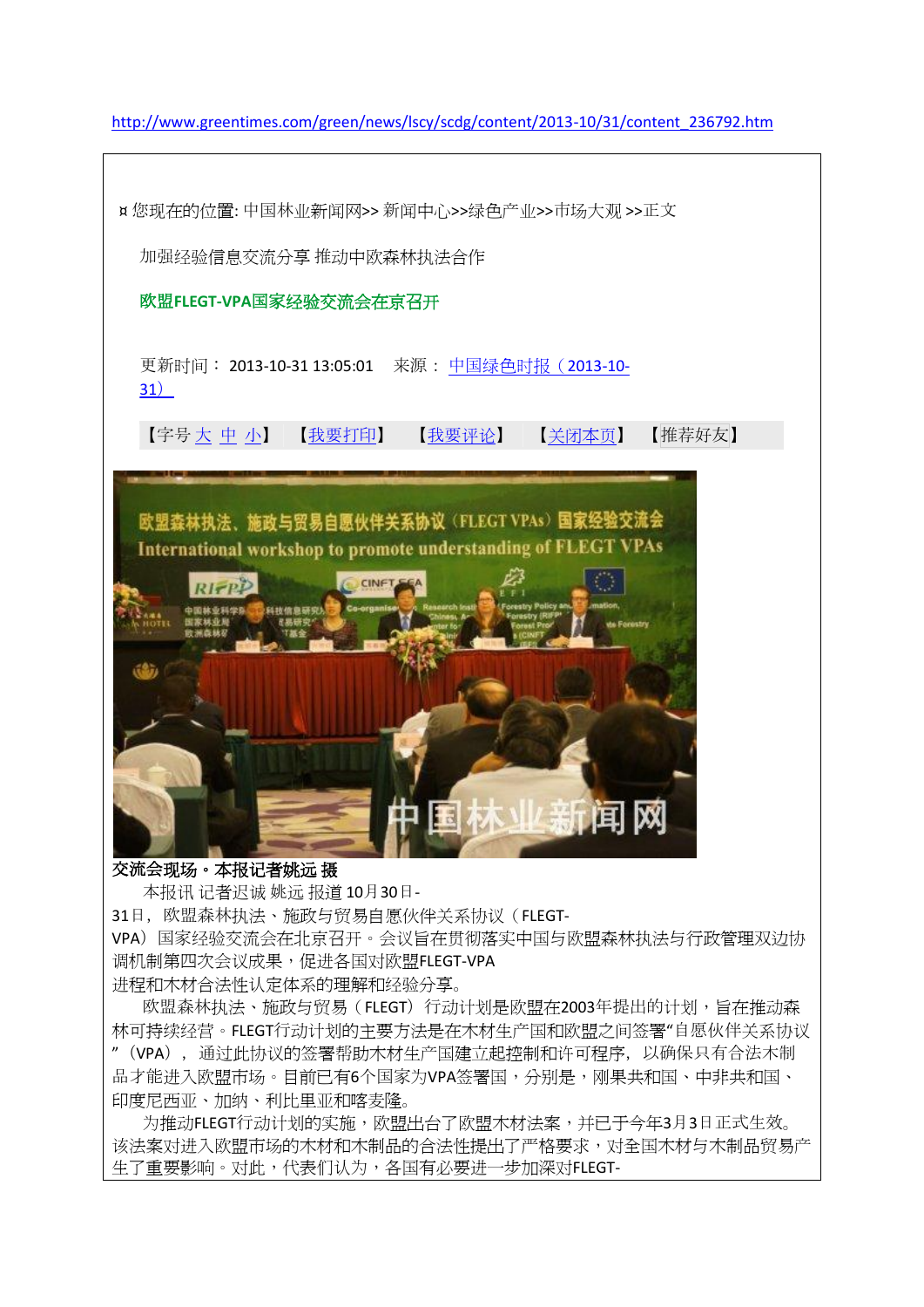http://www.greentimes.com/green/news/lscy/scdg/content/2013-10/31/content_236792.htm

¤ 您现在的位置: 中国林业新闻网>> 新闻中心>>绿色产业>>市场大观 >>正文

加强经验信息交流分享 推动中欧森林执法合作

**欧盟FLEGT-VPA国家经验交流会在京召开**

更新时间： 2013-10-31 13:05:01　来源： 中国绿色时报（2013-10-31）

【字号 大 中 小】 【我要打印】 【我要评论】 【关闭本页】 【推荐好友】

**交流会现场。本报记者姚远 摄**

本报讯 记者迟诚 姚远 报道 10月30日-31日，欧盟森林执法、施政与贸易自愿伙伴关系协议（FLEGT-VPA）国家经验交流会在北京召开。会议旨在贯彻落实中国与欧盟森林执法与行政管理双边协调机制第四次会议成果，促进各国对欧盟FLEGT-VPA进程和木材合法性认定体系的理解和经验分享。

欧盟森林执法、施政与贸易（FLEGT）行动计划是欧盟在2003年提出的计划，旨在推动森林可持续经营。FLEGT行动计划的主要方法是在木材生产国和欧盟之间签署"自愿伙伴关系协议"（VPA），通过此协议的签署帮助木材生产国建立起控制和许可程序，以确保只有合法木制品才能进入欧盟市场。目前已有6个国家为VPA签署国，分别是，刚果共和国、中非共和国、印度尼西亚、加纳、利比里亚和喀麦隆。

为推动FLEGT行动计划的实施，欧盟出台了欧盟木材法案，并已于今年3月3日正式生效。该法案对进入欧盟市场的木材和木制品的合法性提出了严格要求，对全国木材与木制品贸易产生了重要影响。对此，代表们认为，各国有必要进一步加深对FLEGT-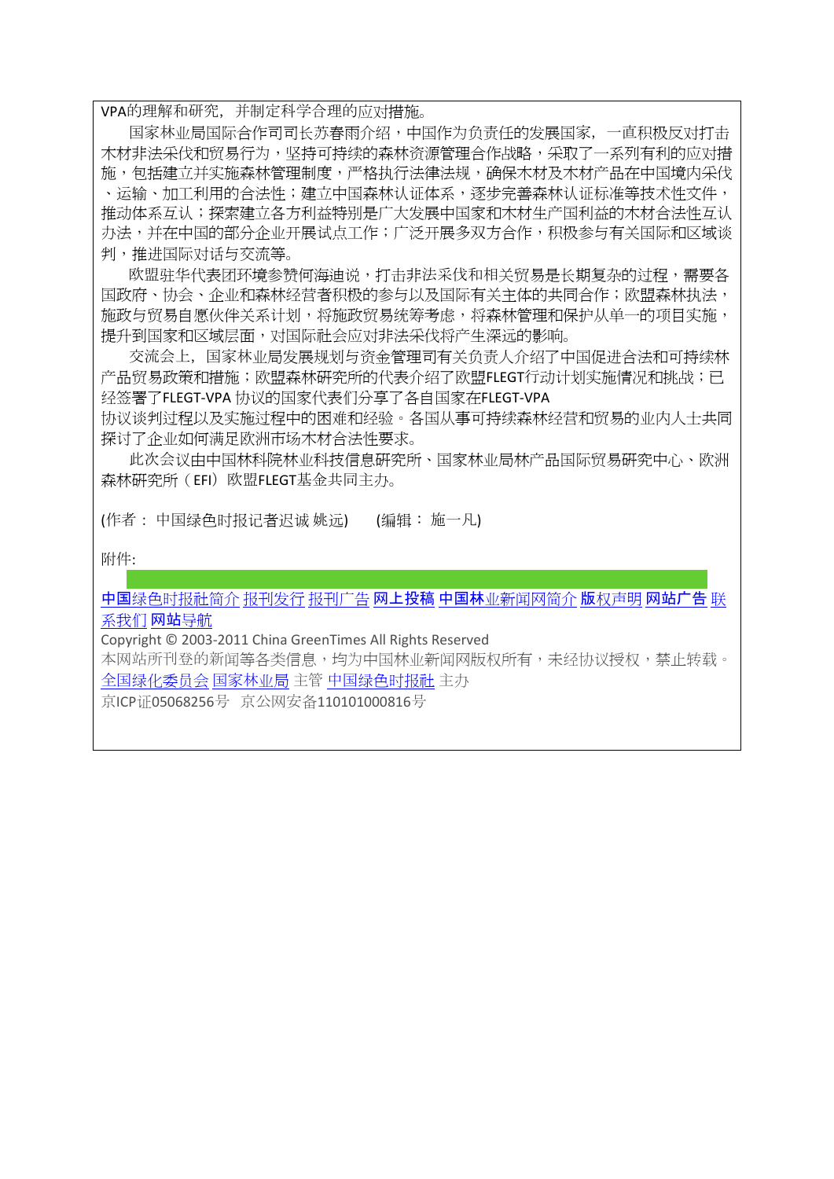VPA的理解和研究，并制定科学合理的应对措施。

国家林业局国际合作司司长苏春雨介绍，中国作为负责任的发展国家，一直积极反对打击木材非法采伐和贸易行为，坚持可持续的森林资源管理合作战略，采取了一系列有利的应对措施，包括建立并实施森林管理制度，严格执行法律法规，确保木材及木材产品在中国境内采伐、运输、加工利用的合法性；建立中国森林认证体系，逐步完善森林认证标准等技术性文件，推动体系互认；探索建立各方利益特别是广大发展中国家和木材生产国利益的木材合法性互认办法，并在中国的部分企业开展试点工作；广泛开展多双方合作，积极参与有关国际和区域谈判，推进国际对话与交流等。

欧盟驻华代表团环境参赞何海迪说，打击非法采伐和相关贸易是长期复杂的过程，需要各国政府、协会、企业和森林经营者积极的参与以及国际有关主体的共同合作；欧盟森林执法，施政与贸易自愿伙伴关系计划，将施政贸易统筹考虑，将森林管理和保护从单一的项目实施，提升到国家和区域层面，对国际社会应对非法采伐将产生深远的影响。

交流会上，国家林业局发展规划与资金管理司有关负责人介绍了中国促进合法和可持续林产品贸易政策和措施；欧盟森林研究所的代表介绍了欧盟FLEGT行动计划实施情况和挑战；已经签署了FLEGT-VPA 协议的国家代表们分享了各自国家在FLEGT-VPA
协议谈判过程以及实施过程中的困难和经验。各国从事可持续森林经营和贸易的业内人士共同探讨了企业如何满足欧洲市场木材合法性要求。

此次会议由中国林科院林业科技信息研究所、国家林业局林产品国际贸易研究中心、欧洲森林研究所（EFI）欧盟FLEGT基金共同主办。

(作者： 中国绿色时报记者迟诚 姚远)　　(编辑： 施一凡)

附件:

中国绿色时报社简介 报刊发行 报刊广告 网上投稿 中国林业新闻网简介 版权声明 网站广告 联系我们 网站导航
Copyright © 2003-2011 China GreenTimes All Rights Reserved
本网站所刊登的新闻等各类信息，均为中国林业新闻网版权所有，未经协议授权，禁止转载。
全国绿化委员会 国家林业局 主管 中国绿色时报社 主办
京ICP证05068256号　京公网安备110101000816号